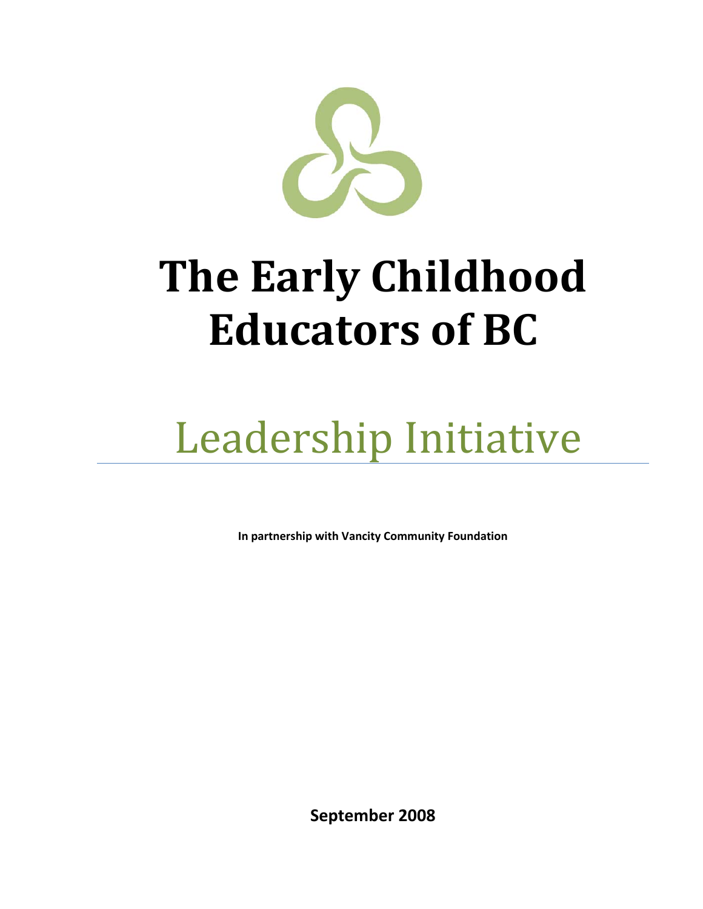# The Early Childhood Educators of BC

## Leadership Initiative

**In partnership with Vancity Community Foundation**

**September 2008**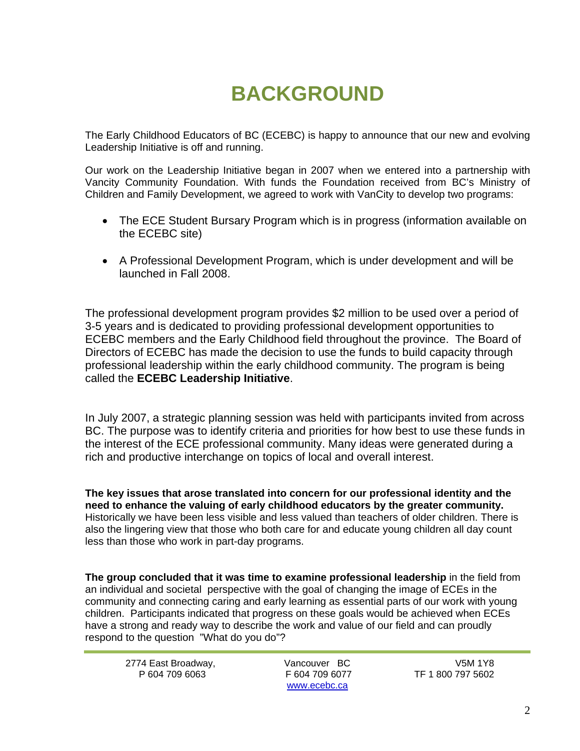# BACKGROUND

The Early Childhood Educators of BC (ECEBC) is happy to announce that our new and evolving Leadership Initiative is off and running.

Our work on the Leadership Initiative began in 2007 when we entered into a partnership with Vancity Community Foundation. With funds the Foundation received from BC's Ministry of Children and Family Development, we agreed to work with VanCity to develop two programs:

- The ECE Student Bursary Program which is in progress (information available on the ECEBC site)
- A Professional Development Program, which is under development and will be launched in Fall 2008.

The professional development program provides $2 million to be used over a period of 3-5 years and is dedicated to providing professional development opportunities to ECEBC members and the Early Childhood field throughout the province. The Board of Directors of ECEBC has made the decision to use the funds to build capacity through professional leadership within the early childhood community. The program is being called the **ECEBC Leadership Initiative**.

In July 2007, a strategic planning session was held with participants invited from across BC. The purpose was to identify criteria and priorities for how best to use these funds in the interest of the ECE professional community. Many ideas were generated during a rich and productive interchange on topics of local and overall interest.

**The key issues that arose translated into concern for our professional identity and the need to enhance the valuing of early childhood educators by the greater community.** Historically we have been less visible and less valued than teachers of older children. There is also the lingering view that those who both care for and educate young children all day count less than those who work in part-day programs.

**The group concluded that it was time to examine professional leadership** in the field from an individual and societal perspective with the goal of changing the image of ECEs in the community and connecting caring and early learning as essential parts of our work with young children. Participants indicated that progress on these goals would be achieved when ECEs have a strong and ready way to describe the work and value of our field and can proudly respond to the question "What do you do"?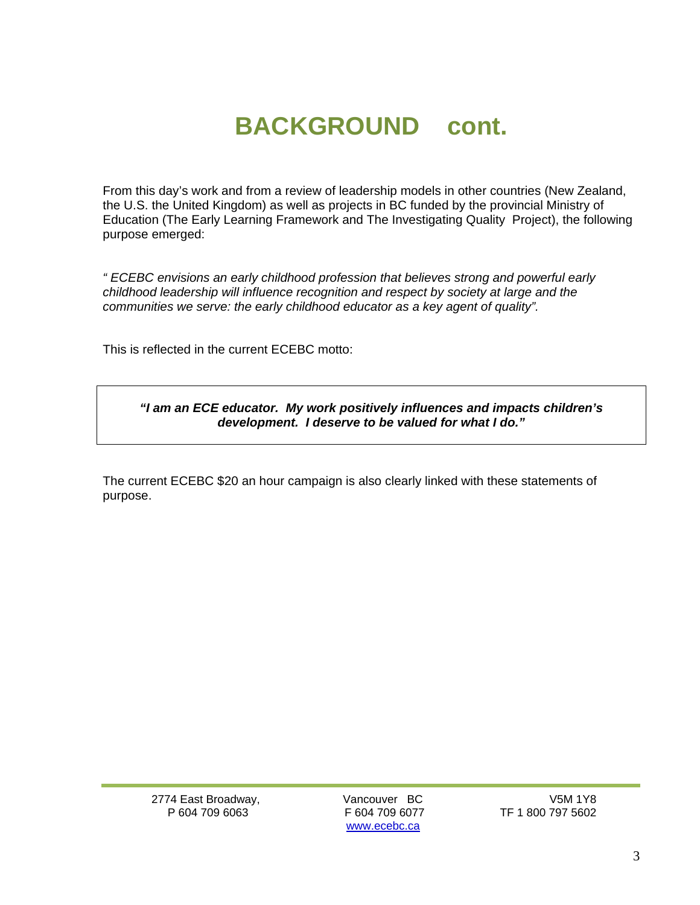# BACKGROUND cont.

From this day's work and from a review of leadership models in other countries (New Zealand, the U.S. the United Kingdom) as well as projects in BC funded by the provincial Ministry of Education (The Early Learning Framework and The Investigating Quality Project), the following purpose emerged:

*" ECEBC envisions an early childhood profession that believes strong and powerful early childhood leadership will influence recognition and respect by society at large and the communities we serve: the early childhood educator as a key agent of quality".*

This is reflected in the current ECEBC motto:

> ***"I am an ECE educator. My work positively influences and impacts children's development. I deserve to be valued for what I do."***

The current ECEBC $20 an hour campaign is also clearly linked with these statements of purpose.

2774 East Broadway, Vancouver BC V5M 1Y8
P 604 709 6063 F 604 709 6077 TF 1 800 797 5602
www.ecebc.ca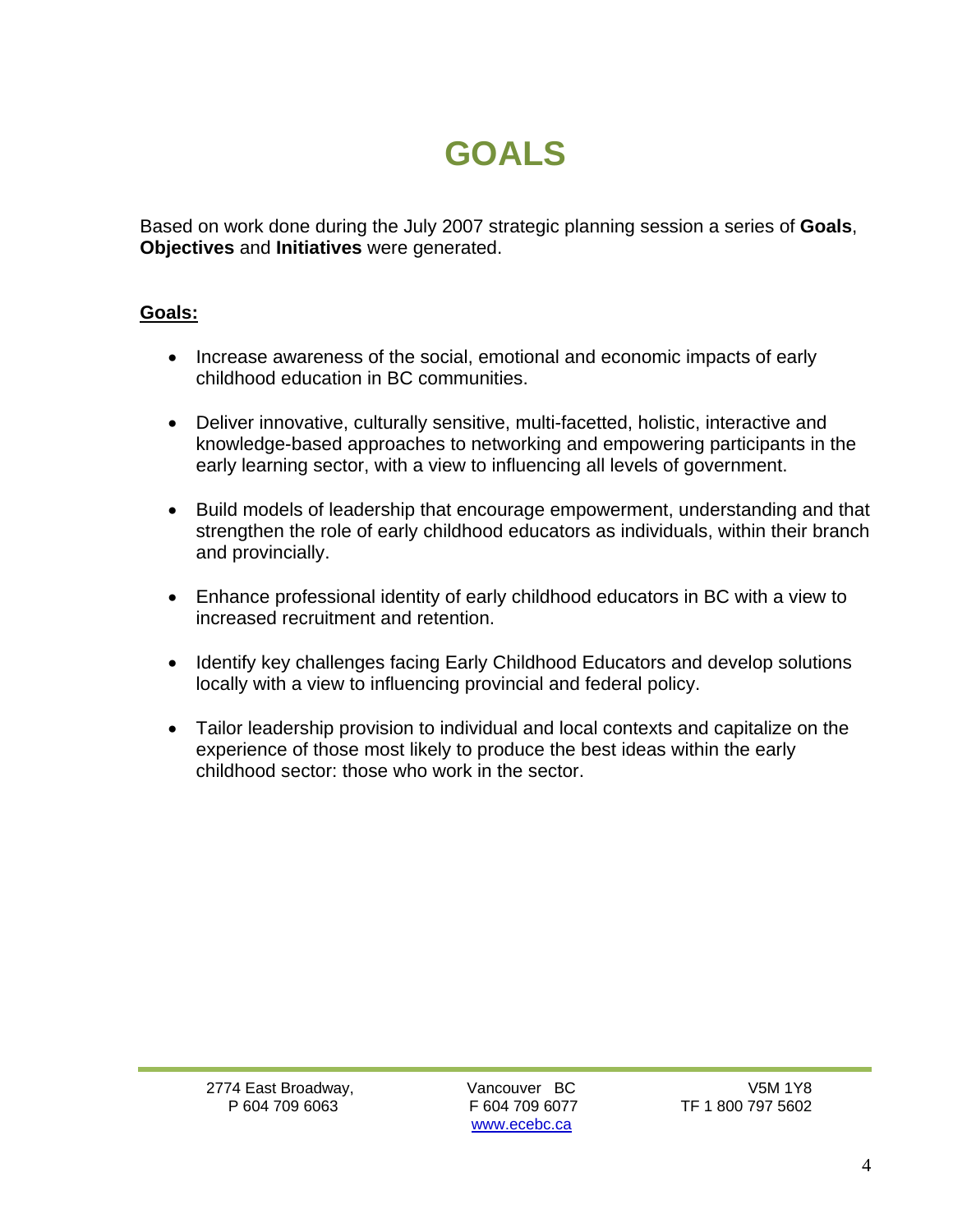# GOALS

Based on work done during the July 2007 strategic planning session a series of **Goals**, **Objectives** and **Initiatives** were generated.

**Goals:**

- Increase awareness of the social, emotional and economic impacts of early childhood education in BC communities.
- Deliver innovative, culturally sensitive, multi-facetted, holistic, interactive and knowledge-based approaches to networking and empowering participants in the early learning sector, with a view to influencing all levels of government.
- Build models of leadership that encourage empowerment, understanding and that strengthen the role of early childhood educators as individuals, within their branch and provincially.
- Enhance professional identity of early childhood educators in BC with a view to increased recruitment and retention.
- Identify key challenges facing Early Childhood Educators and develop solutions locally with a view to influencing provincial and federal policy.
- Tailor leadership provision to individual and local contexts and capitalize on the experience of those most likely to produce the best ideas within the early childhood sector: those who work in the sector.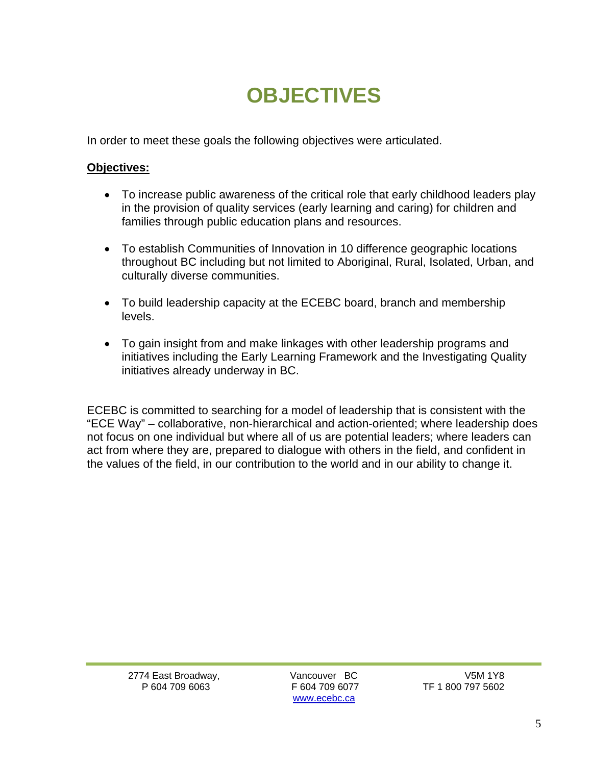# OBJECTIVES

In order to meet these goals the following objectives were articulated.

**Objectives:**

- To increase public awareness of the critical role that early childhood leaders play in the provision of quality services (early learning and caring) for children and families through public education plans and resources.
- To establish Communities of Innovation in 10 difference geographic locations throughout BC including but not limited to Aboriginal, Rural, Isolated, Urban, and culturally diverse communities.
- To build leadership capacity at the ECEBC board, branch and membership levels.
- To gain insight from and make linkages with other leadership programs and initiatives including the Early Learning Framework and the Investigating Quality initiatives already underway in BC.

ECEBC is committed to searching for a model of leadership that is consistent with the "ECE Way" – collaborative, non-hierarchical and action-oriented; where leadership does not focus on one individual but where all of us are potential leaders; where leaders can act from where they are, prepared to dialogue with others in the field, and confident in the values of the field, in our contribution to the world and in our ability to change it.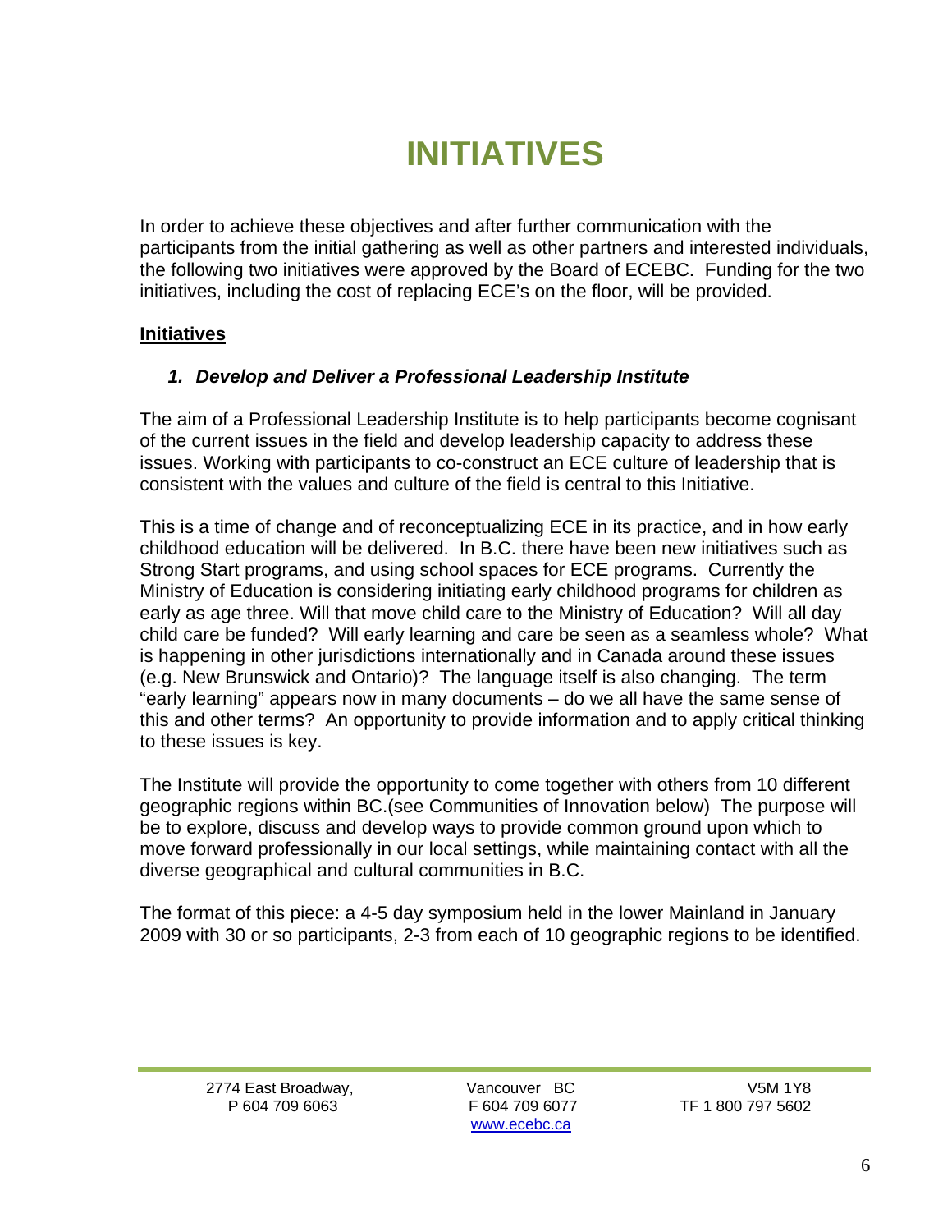# INITIATIVES

In order to achieve these objectives and after further communication with the participants from the initial gathering as well as other partners and interested individuals, the following two initiatives were approved by the Board of ECEBC. Funding for the two initiatives, including the cost of replacing ECE's on the floor, will be provided.

**Initiatives**

1. ***Develop and Deliver a Professional Leadership Institute***

The aim of a Professional Leadership Institute is to help participants become cognisant of the current issues in the field and develop leadership capacity to address these issues. Working with participants to co-construct an ECE culture of leadership that is consistent with the values and culture of the field is central to this Initiative.

This is a time of change and of reconceptualizing ECE in its practice, and in how early childhood education will be delivered. In B.C. there have been new initiatives such as Strong Start programs, and using school spaces for ECE programs. Currently the Ministry of Education is considering initiating early childhood programs for children as early as age three. Will that move child care to the Ministry of Education? Will all day child care be funded? Will early learning and care be seen as a seamless whole? What is happening in other jurisdictions internationally and in Canada around these issues (e.g. New Brunswick and Ontario)? The language itself is also changing. The term "early learning" appears now in many documents – do we all have the same sense of this and other terms? An opportunity to provide information and to apply critical thinking to these issues is key.

The Institute will provide the opportunity to come together with others from 10 different geographic regions within BC.(see Communities of Innovation below) The purpose will be to explore, discuss and develop ways to provide common ground upon which to move forward professionally in our local settings, while maintaining contact with all the diverse geographical and cultural communities in B.C.

The format of this piece: a 4-5 day symposium held in the lower Mainland in January 2009 with 30 or so participants, 2-3 from each of 10 geographic regions to be identified.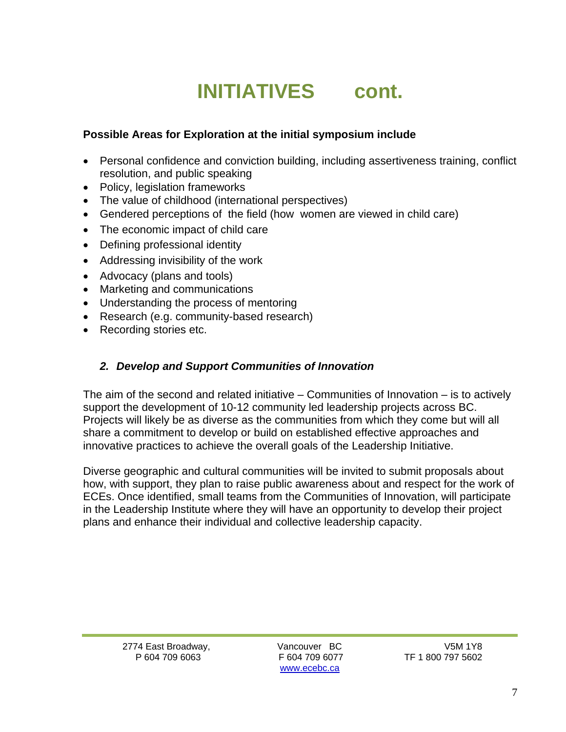# INITIATIVES cont.

**Possible Areas for Exploration at the initial symposium include**

- Personal confidence and conviction building, including assertiveness training, conflict resolution, and public speaking
- Policy, legislation frameworks
- The value of childhood (international perspectives)
- Gendered perceptions of the field (how women are viewed in child care)
- The economic impact of child care
- Defining professional identity
- Addressing invisibility of the work
- Advocacy (plans and tools)
- Marketing and communications
- Understanding the process of mentoring
- Research (e.g. community-based research)
- Recording stories etc.

### *2. Develop and Support Communities of Innovation*

The aim of the second and related initiative – Communities of Innovation – is to actively support the development of 10-12 community led leadership projects across BC. Projects will likely be as diverse as the communities from which they come but will all share a commitment to develop or build on established effective approaches and innovative practices to achieve the overall goals of the Leadership Initiative.

Diverse geographic and cultural communities will be invited to submit proposals about how, with support, they plan to raise public awareness about and respect for the work of ECEs. Once identified, small teams from the Communities of Innovation, will participate in the Leadership Institute where they will have an opportunity to develop their project plans and enhance their individual and collective leadership capacity.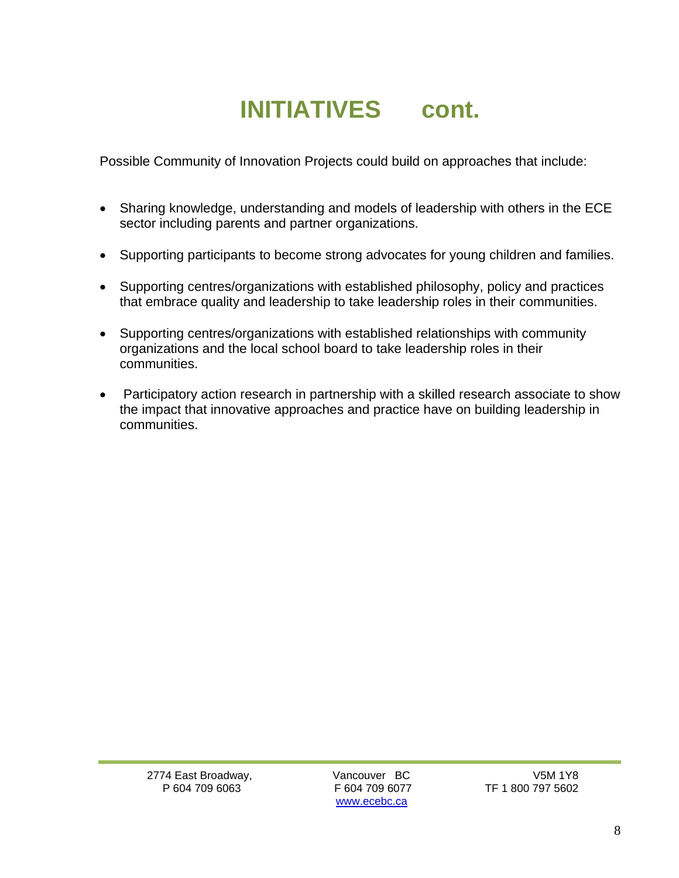# INITIATIVES cont.

Possible Community of Innovation Projects could build on approaches that include:

- Sharing knowledge, understanding and models of leadership with others in the ECE sector including parents and partner organizations.
- Supporting participants to become strong advocates for young children and families.
- Supporting centres/organizations with established philosophy, policy and practices that embrace quality and leadership to take leadership roles in their communities.
- Supporting centres/organizations with established relationships with community organizations and the local school board to take leadership roles in their communities.
- Participatory action research in partnership with a skilled research associate to show the impact that innovative approaches and practice have on building leadership in communities.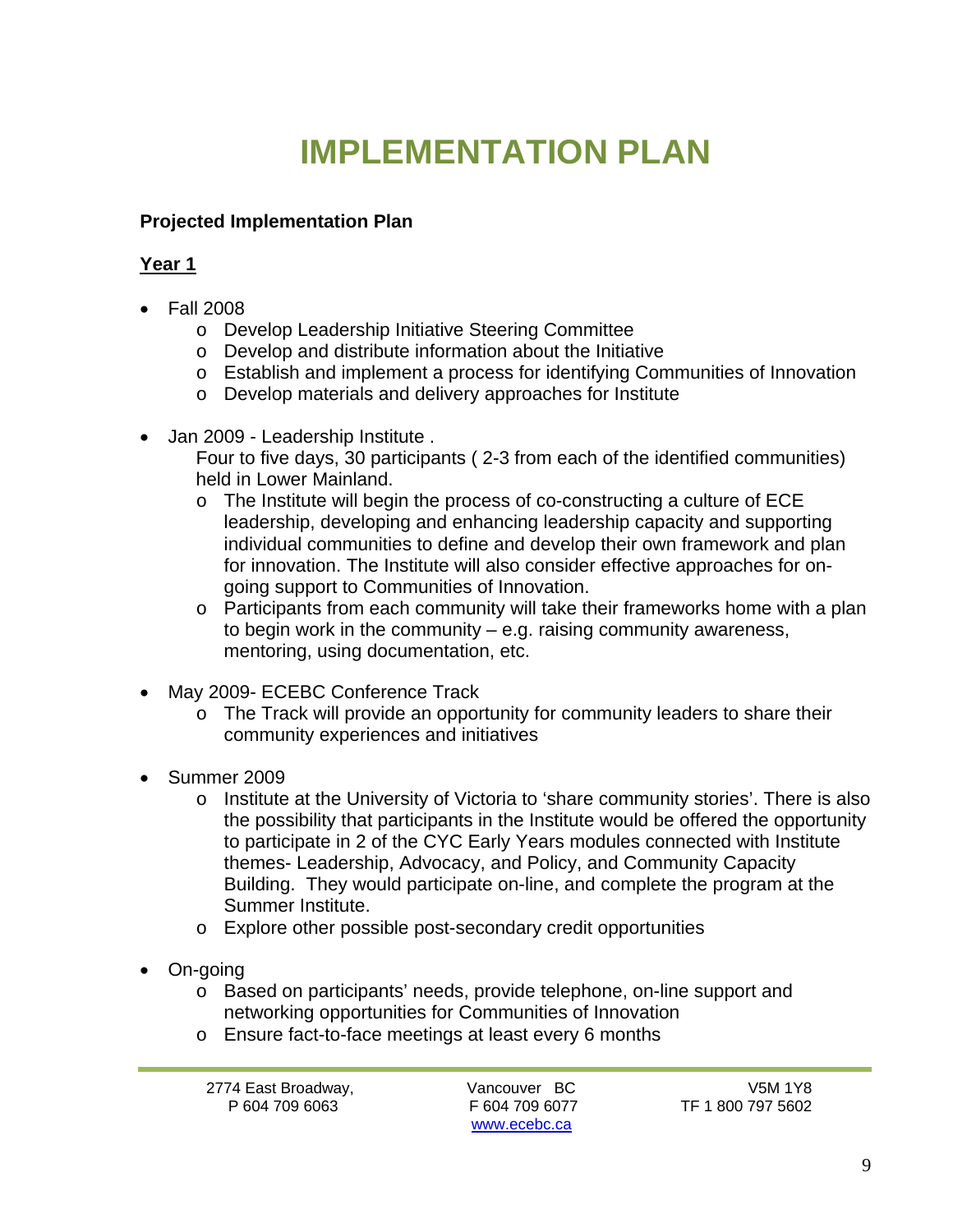# IMPLEMENTATION PLAN

**Projected Implementation Plan**

**Year 1**

- Fall 2008
    - Develop Leadership Initiative Steering Committee
    - Develop and distribute information about the Initiative
    - Establish and implement a process for identifying Communities of Innovation
    - Develop materials and delivery approaches for Institute

- Jan 2009 - Leadership Institute .
  Four to five days, 30 participants ( 2-3 from each of the identified communities) held in Lower Mainland.
    - The Institute will begin the process of co-constructing a culture of ECE leadership, developing and enhancing leadership capacity and supporting individual communities to define and develop their own framework and plan for innovation. The Institute will also consider effective approaches for on-going support to Communities of Innovation.
    - Participants from each community will take their frameworks home with a plan to begin work in the community – e.g. raising community awareness, mentoring, using documentation, etc.

- May 2009- ECEBC Conference Track
    - The Track will provide an opportunity for community leaders to share their community experiences and initiatives

- Summer 2009
    - Institute at the University of Victoria to 'share community stories'. There is also the possibility that participants in the Institute would be offered the opportunity to participate in 2 of the CYC Early Years modules connected with Institute themes- Leadership, Advocacy, and Policy, and Community Capacity Building. They would participate on-line, and complete the program at the Summer Institute.
    - Explore other possible post-secondary credit opportunities

- On-going
    - Based on participants' needs, provide telephone, on-line support and networking opportunities for Communities of Innovation
    - Ensure fact-to-face meetings at least every 6 months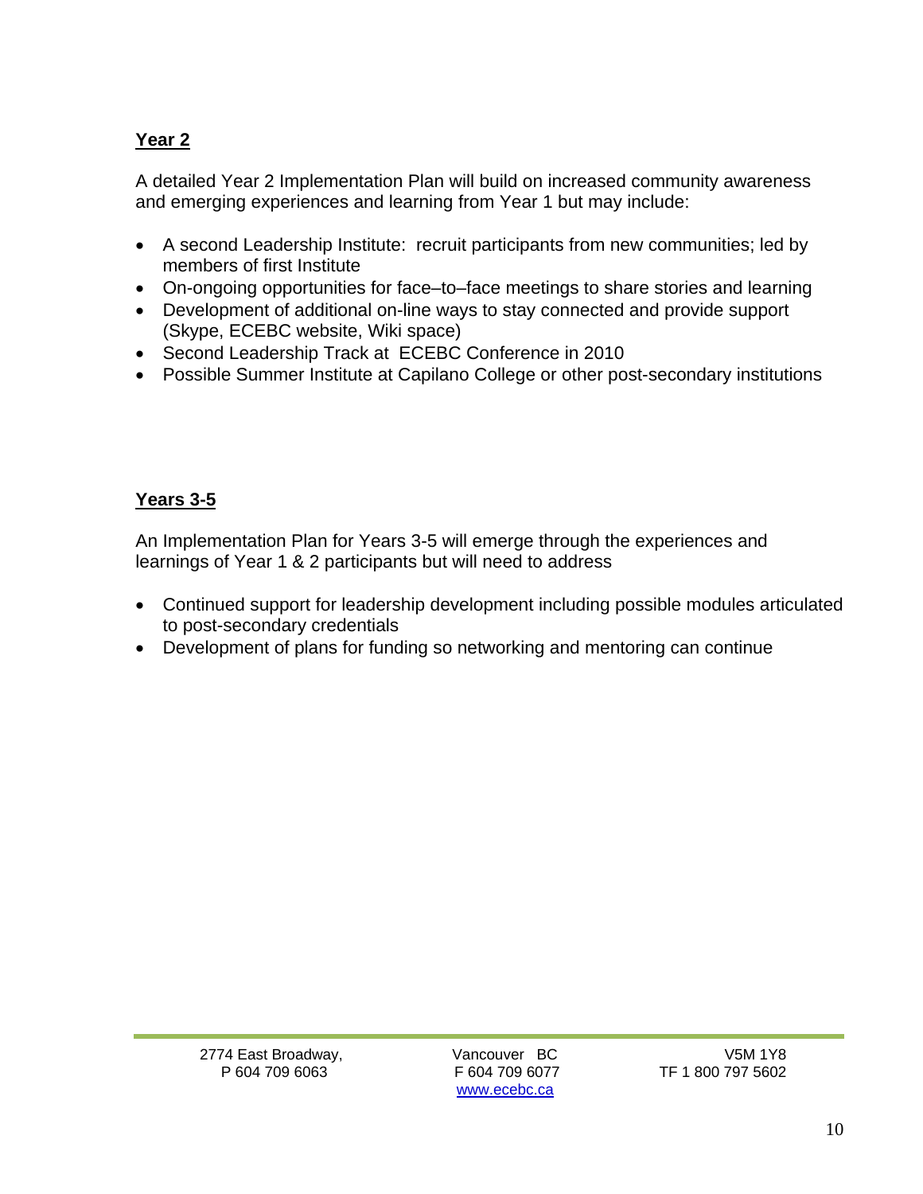**Year 2**

A detailed Year 2 Implementation Plan will build on increased community awareness and emerging experiences and learning from Year 1 but may include:

- A second Leadership Institute: recruit participants from new communities; led by members of first Institute
- On-ongoing opportunities for face–to–face meetings to share stories and learning
- Development of additional on-line ways to stay connected and provide support (Skype, ECEBC website, Wiki space)
- Second Leadership Track at ECEBC Conference in 2010
- Possible Summer Institute at Capilano College or other post-secondary institutions

**Years 3-5**

An Implementation Plan for Years 3-5 will emerge through the experiences and learnings of Year 1 & 2 participants but will need to address

- Continued support for leadership development including possible modules articulated to post-secondary credentials
- Development of plans for funding so networking and mentoring can continue